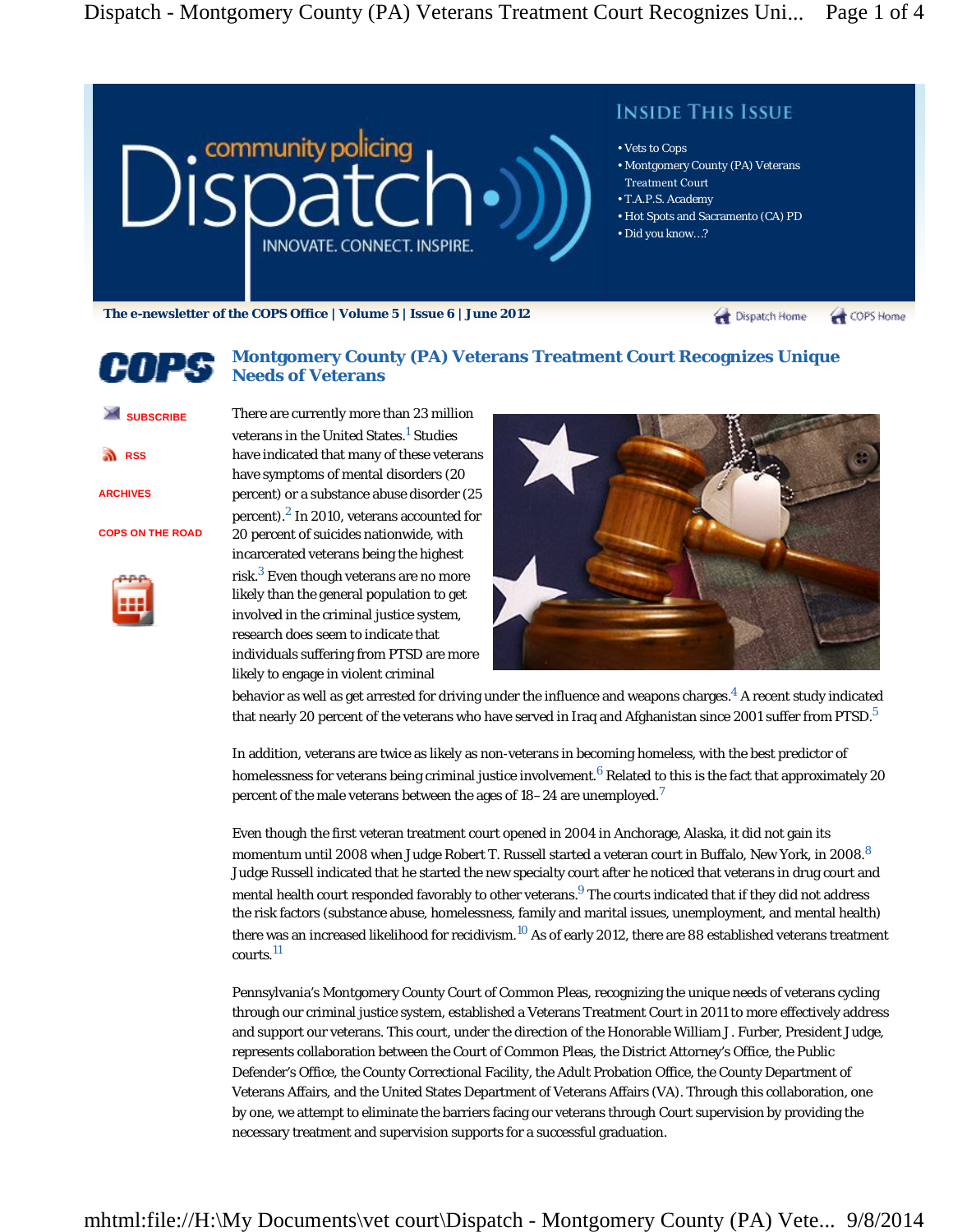# community policing Dispatch

INNOVATE. CONNECT. INSPIRE.

**INSIDE THIS ISSUE**

- Vets to Cops
- Montgomery County (PA) Veterans Treatment Court
- T.A.P.S. Academy
- Hot Spots and Sacramento (CA) PD
- Did you know…?

**The e-newsletter of the COPS Office | Volume 5 | Issue 6 | June 2012**

Dispatch Home | COPS Home

SUBSCRIBE

RSS

ARCHIVES

COPS ON THE ROAD

## Montgomery County (PA) Veterans Treatment Court Recognizes Unique Needs of Veterans

There are currently more than 23 million veterans in the United States.[1] Studies have indicated that many of these veterans have symptoms of mental disorders (20 percent) or a substance abuse disorder (25 percent).[2] In 2010, veterans accounted for 20 percent of suicides nationwide, with incarcerated veterans being the highest risk.[3] Even though veterans are no more likely than the general population to get involved in the criminal justice system, research does seem to indicate that individuals suffering from PTSD are more likely to engage in violent criminal behavior as well as get arrested for driving under the influence and weapons charges.[4] A recent study indicated that nearly 20 percent of the veterans who have served in Iraq and Afghanistan since 2001 suffer from PTSD.[5]

In addition, veterans are twice as likely as non-veterans in becoming homeless, with the best predictor of homelessness for veterans being criminal justice involvement.[6] Related to this is the fact that approximately 20 percent of the male veterans between the ages of 18–24 are unemployed.[7]

Even though the first veteran treatment court opened in 2004 in Anchorage, Alaska, it did not gain its momentum until 2008 when Judge Robert T. Russell started a veteran court in Buffalo, New York, in 2008.[8] Judge Russell indicated that he started the new specialty court after he noticed that veterans in drug court and mental health court responded favorably to other veterans.[9] The courts indicated that if they did not address the risk factors (substance abuse, homelessness, family and marital issues, unemployment, and mental health) there was an increased likelihood for recidivism.[10] As of early 2012, there are 88 established veterans treatment courts.[11]

Pennsylvania's Montgomery County Court of Common Pleas, recognizing the unique needs of veterans cycling through our criminal justice system, established a Veterans Treatment Court in 2011 to more effectively address and support our veterans. This court, under the direction of the Honorable William J. Furber, President Judge, represents collaboration between the Court of Common Pleas, the District Attorney's Office, the Public Defender's Office, the County Correctional Facility, the Adult Probation Office, the County Department of Veterans Affairs, and the United States Department of Veterans Affairs (VA). Through this collaboration, one by one, we attempt to eliminate the barriers facing our veterans through Court supervision by providing the necessary treatment and supervision supports for a successful graduation.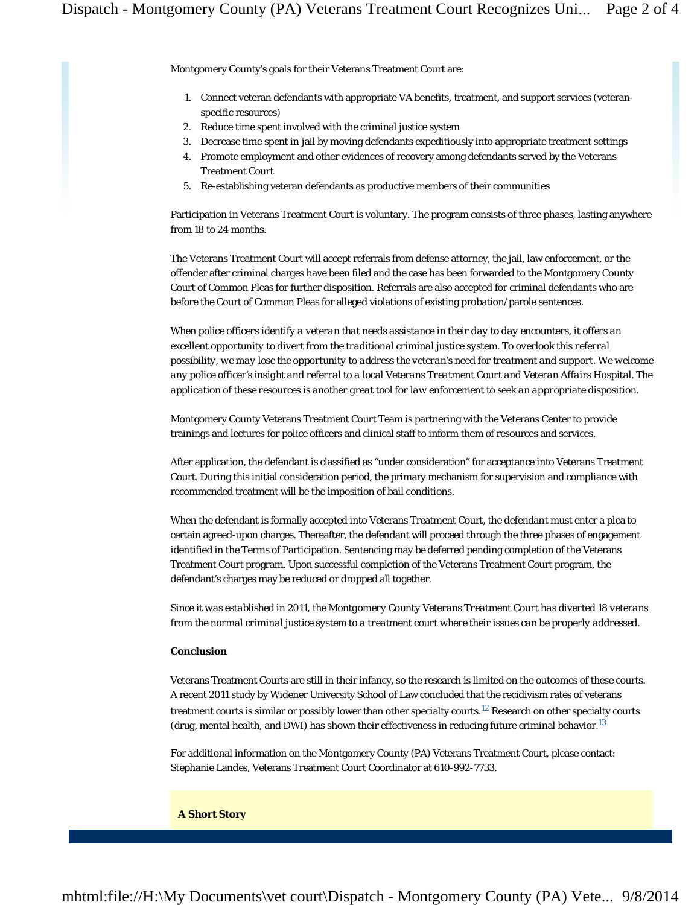Montgomery County's goals for their Veterans Treatment Court are:

1. Connect veteran defendants with appropriate VA benefits, treatment, and support services (veteran-specific resources)
2. Reduce time spent involved with the criminal justice system
3. Decrease time spent in jail by moving defendants expeditiously into appropriate treatment settings
4. Promote employment and other evidences of recovery among defendants served by the Veterans Treatment Court
5. Re-establishing veteran defendants as productive members of their communities

Participation in Veterans Treatment Court is voluntary. The program consists of three phases, lasting anywhere from 18 to 24 months.

The Veterans Treatment Court will accept referrals from defense attorney, the jail, law enforcement, or the offender after criminal charges have been filed and the case has been forwarded to the Montgomery County Court of Common Pleas for further disposition. Referrals are also accepted for criminal defendants who are before the Court of Common Pleas for alleged violations of existing probation/parole sentences.

When police officers identify a veteran that needs assistance in their day to day encounters, it offers an excellent opportunity to divert from the traditional criminal justice system. To overlook this referral possibility, we may lose the opportunity to address the veteran's need for treatment and support. We welcome any police officer's insight and referral to a local Veterans Treatment Court and Veteran Affairs Hospital. The application of these resources is another great tool for law enforcement to seek an appropriate disposition.

Montgomery County Veterans Treatment Court Team is partnering with the Veterans Center to provide trainings and lectures for police officers and clinical staff to inform them of resources and services.

After application, the defendant is classified as "under consideration" for acceptance into Veterans Treatment Court. During this initial consideration period, the primary mechanism for supervision and compliance with recommended treatment will be the imposition of bail conditions.

When the defendant is formally accepted into Veterans Treatment Court, the defendant must enter a plea to certain agreed-upon charges. Thereafter, the defendant will proceed through the three phases of engagement identified in the Terms of Participation. Sentencing may be deferred pending completion of the Veterans Treatment Court program. Upon successful completion of the Veterans Treatment Court program, the defendant's charges may be reduced or dropped all together.

Since it was established in 2011, the Montgomery County Veterans Treatment Court has diverted 18 veterans from the normal criminal justice system to a treatment court where their issues can be properly addressed.

**Conclusion**

Veterans Treatment Courts are still in their infancy, so the research is limited on the outcomes of these courts. A recent 2011 study by Widener University School of Law concluded that the recidivism rates of veterans treatment courts is similar or possibly lower than other specialty courts.[12] Research on other specialty courts (drug, mental health, and DWI) has shown their effectiveness in reducing future criminal behavior.[13]

For additional information on the Montgomery County (PA) Veterans Treatment Court, please contact: Stephanie Landes, Veterans Treatment Court Coordinator at 610-992-7733.

**A Short Story**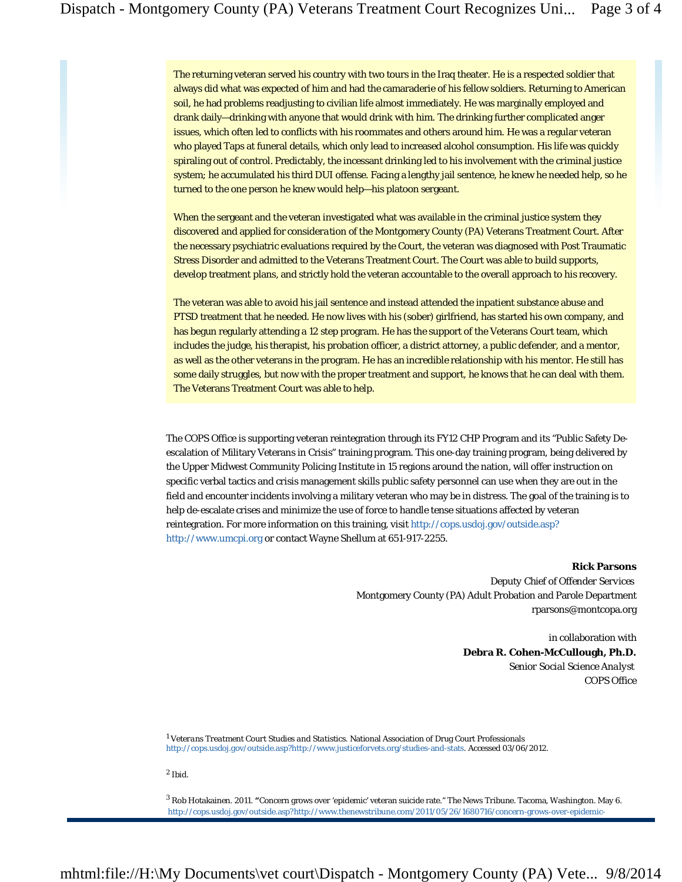The returning veteran served his country with two tours in the Iraq theater. He is a respected soldier that always did what was expected of him and had the camaraderie of his fellow soldiers. Returning to American soil, he had problems readjusting to civilian life almost immediately. He was marginally employed and drank daily—drinking with anyone that would drink with him. The drinking further complicated anger issues, which often led to conflicts with his roommates and others around him. He was a regular veteran who played Taps at funeral details, which only lead to increased alcohol consumption. His life was quickly spiraling out of control. Predictably, the incessant drinking led to his involvement with the criminal justice system; he accumulated his third DUI offense. Facing a lengthy jail sentence, he knew he needed help, so he turned to the one person he knew would help—his platoon sergeant.

When the sergeant and the veteran investigated what was available in the criminal justice system they discovered and applied for consideration of the Montgomery County (PA) Veterans Treatment Court. After the necessary psychiatric evaluations required by the Court, the veteran was diagnosed with Post Traumatic Stress Disorder and admitted to the Veterans Treatment Court. The Court was able to build supports, develop treatment plans, and strictly hold the veteran accountable to the overall approach to his recovery.

The veteran was able to avoid his jail sentence and instead attended the inpatient substance abuse and PTSD treatment that he needed. He now lives with his (sober) girlfriend, has started his own company, and has begun regularly attending a 12 step program. He has the support of the Veterans Court team, which includes the judge, his therapist, his probation officer, a district attorney, a public defender, and a mentor, as well as the other veterans in the program. He has an incredible relationship with his mentor. He still has some daily struggles, but now with the proper treatment and support, he knows that he can deal with them. The Veterans Treatment Court was able to help.

The COPS Office is supporting veteran reintegration through its FY12 CHP Program and its "Public Safety De-escalation of Military Veterans in Crisis" training program. This one-day training program, being delivered by the Upper Midwest Community Policing Institute in 15 regions around the nation, will offer instruction on specific verbal tactics and crisis management skills public safety personnel can use when they are out in the field and encounter incidents involving a military veteran who may be in distress. The goal of the training is to help de-escalate crises and minimize the use of force to handle tense situations affected by veteran reintegration. For more information on this training, visit http://cops.usdoj.gov/outside.asp?http://www.umcpi.org or contact Wayne Shellum at 651-917-2255.

**Rick Parsons**
Deputy Chief of Offender Services
Montgomery County (PA) Adult Probation and Parole Department
rparsons@montcopa.org

in collaboration with
**Debra R. Cohen-McCullough, Ph.D.**
*Senior Social Science Analyst*
COPS Office

[1] *Veterans Treatment Court Studies and Statistics*. National Association of Drug Court Professionals http://cops.usdoj.gov/outside.asp?http://www.justiceforvets.org/studies-and-stats. Accessed 03/06/2012.

[2] Ibid.

[3] Rob Hotakainen. 2011. "Concern grows over 'epidemic' veteran suicide rate." The News Tribune. Tacoma, Washington. May 6. http://cops.usdoj.gov/outside.asp?http://www.thenewstribune.com/2011/05/26/1680716/concern-grows-over-epidemic-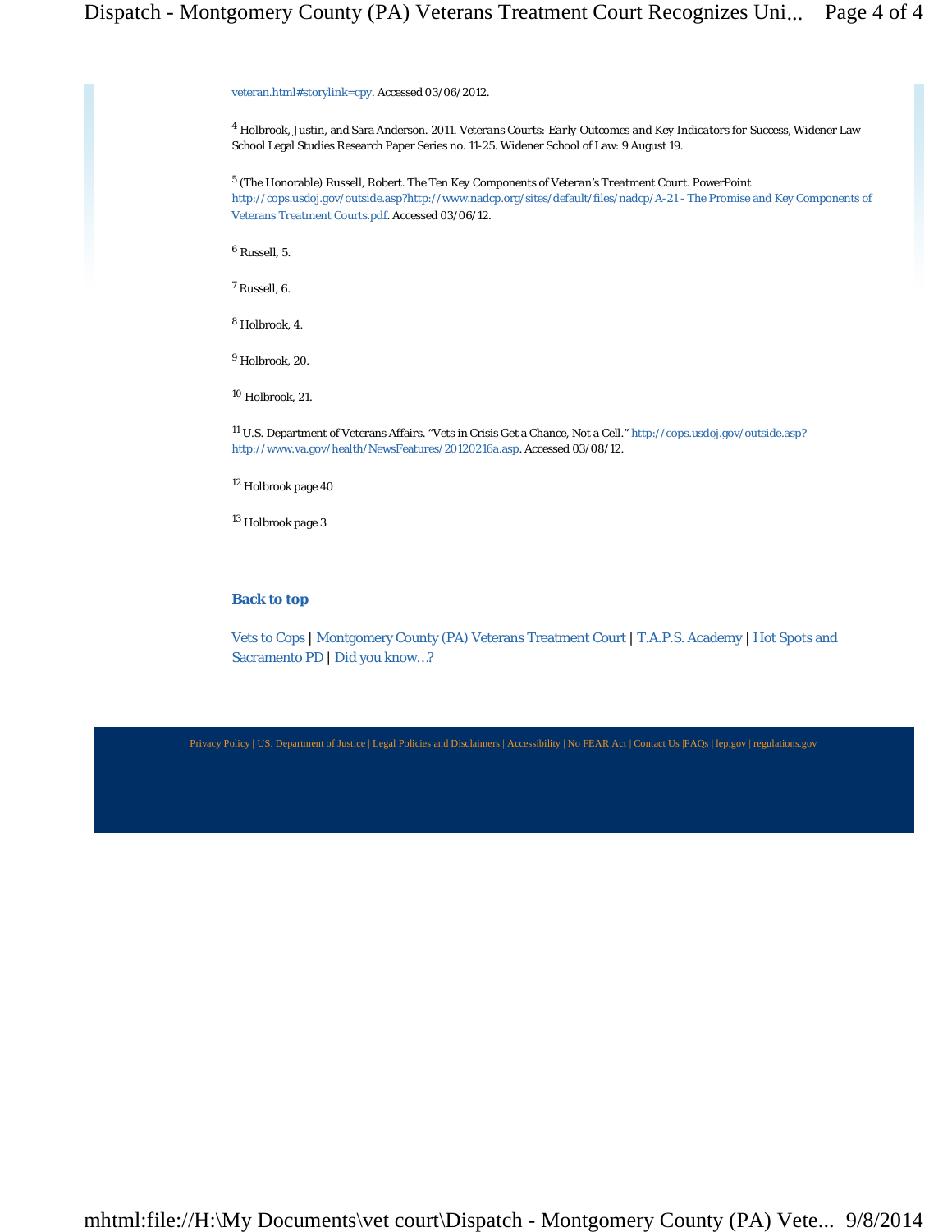veteran.html#storylink=cpy. Accessed 03/06/2012.

[4] Holbrook, Justin, and Sara Anderson. 2011. Veterans Courts: Early Outcomes and Key Indicators for Success, Widener Law School Legal Studies Research Paper Series no. 11-25. Widener School of Law: 9 August 19.

[5] (The Honorable) Russell, Robert. The Ten Key Components of Veteran's Treatment Court. PowerPoint http://cops.usdoj.gov/outside.asp?http://www.nadcp.org/sites/default/files/nadcp/A-21 - The Promise and Key Components of Veterans Treatment Courts.pdf. Accessed 03/06/12.

[6] Russell, 5.

[7] Russell, 6.

[8] Holbrook, 4.

[9] Holbrook, 20.

[10] Holbrook, 21.

[11] U.S. Department of Veterans Affairs. "Vets in Crisis Get a Chance, Not a Cell." http://cops.usdoj.gov/outside.asp?http://www.va.gov/health/NewsFeatures/20120216a.asp. Accessed 03/08/12.

[12] Holbrook page 40

[13] Holbrook page 3

**Back to top**

Vets to Cops | Montgomery County (PA) Veterans Treatment Court | T.A.P.S. Academy | Hot Spots and Sacramento PD | Did you know…?

Privacy Policy | US. Department of Justice | Legal Policies and Disclaimers | Accessibility | No FEAR Act | Contact Us |FAQs | lep.gov | regulations.gov